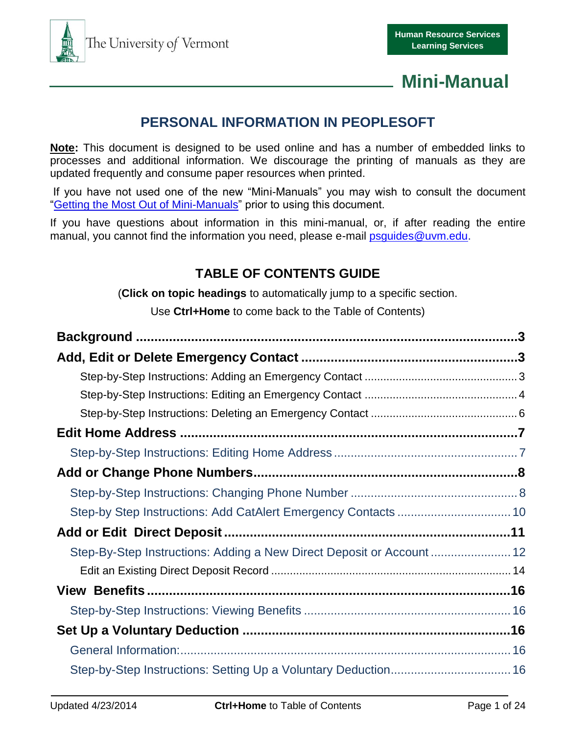The University of Vermont

**Human Resource Services**
**Learning Services**

# Mini-Manual

## PERSONAL INFORMATION IN PEOPLESOFT

**Note:** This document is designed to be used online and has a number of embedded links to processes and additional information. We discourage the printing of manuals as they are updated frequently and consume paper resources when printed.

If you have not used one of the new "Mini-Manuals" you may wish to consult the document "Getting the Most Out of Mini-Manuals" prior to using this document.

If you have questions about information in this mini-manual, or, if after reading the entire manual, you cannot find the information you need, please e-mail psguides@uvm.edu.

## TABLE OF CONTENTS GUIDE

(**Click on topic headings** to automatically jump to a specific section.

Use **Ctrl+Home** to come back to the Table of Contents)

**Background ........................................................................................3**

**Add, Edit or Delete Emergency Contact ........................................................3**

Step-by-Step Instructions: Adding an Emergency Contact ................................................3

Step-by-Step Instructions: Editing an Emergency Contact ................................................4

Step-by-Step Instructions: Deleting an Emergency Contact ..............................................6

**Edit Home Address .........................................................................................7**

Step-by-Step Instructions: Editing Home Address .......................................................7

**Add or Change Phone Numbers......................................................................8**

Step-by-Step Instructions: Changing Phone Number ..................................................8

Step-by Step Instructions: Add CatAlert Emergency Contacts ..................................10

**Add or Edit Direct Deposit ............................................................................11**

Step-By-Step Instructions: Adding a New Direct Deposit or Account ........................12

Edit an Existing Direct Deposit Record ............................................................................14

**View Benefits ....................................................................................................16**

Step-by-Step Instructions: Viewing Benefits .............................................................16

**Set Up a Voluntary Deduction ......................................................................16**

General Information:..................................................................................................16

Step-by-Step Instructions: Setting Up a Voluntary Deduction...................................16

Updated 4/23/2014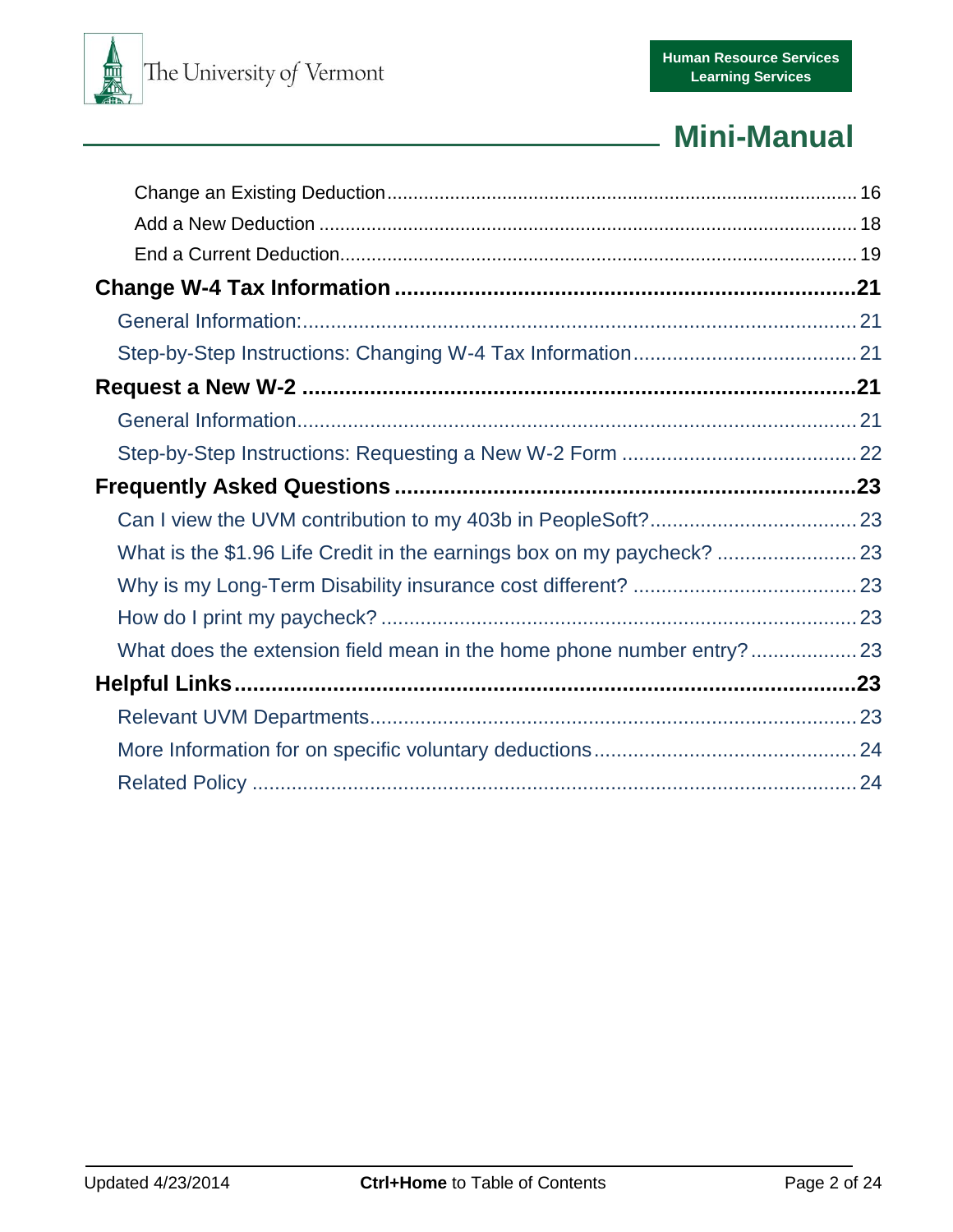Change an Existing Deduction........................................................................................ 16
Add a New Deduction ...................................................................................................... 18
End a Current Deduction................................................................................................. 19

**Change W-4 Tax Information ...........................................................................21**

General Information:........................................................................................................ 21
Step-by-Step Instructions: Changing W-4 Tax Information........................................ 21

**Request a New W-2 .............................................................................................21**

General Information........................................................................................................ 21
Step-by-Step Instructions: Requesting a New W-2 Form .......................................... 22

**Frequently Asked Questions ............................................................................23**

Can I view the UVM contribution to my 403b in PeopleSoft?..................................... 23
What is the $1.96 Life Credit in the earnings box on my paycheck? ......................... 23
Why is my Long-Term Disability insurance cost different? ........................................ 23
How do I print my paycheck? ....................................................................................... 23
What does the extension field mean in the home phone number entry?................... 23

**Helpful Links........................................................................................................23**

Relevant UVM Departments.......................................................................................... 23
More Information for on specific voluntary deductions............................................... 24
Related Policy ................................................................................................................ 24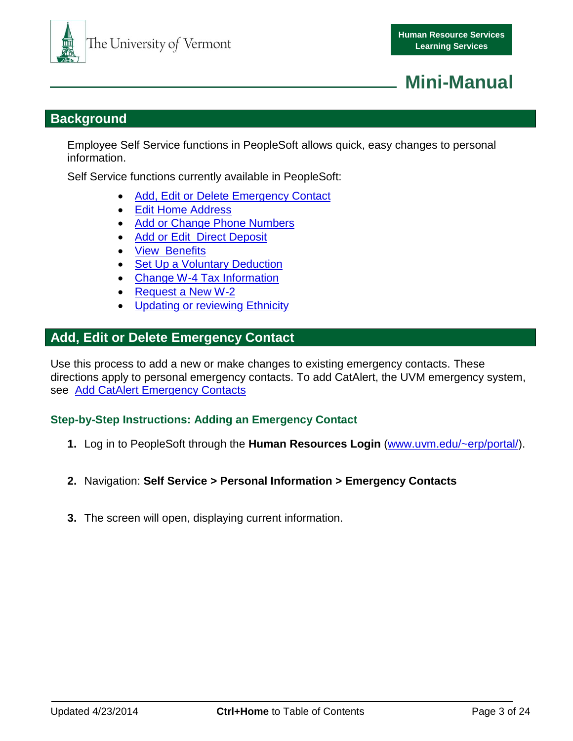# Mini-Manual

## Background

Employee Self Service functions in PeopleSoft allows quick, easy changes to personal information.

Self Service functions currently available in PeopleSoft:

- [Add, Edit or Delete Emergency Contact]
- [Edit Home Address]
- [Add or Change Phone Numbers]
- [Add or Edit  Direct Deposit]
- [View  Benefits]
- [Set Up a Voluntary Deduction]
- [Change W-4 Tax Information]
- [Request a New W-2]
- [Updating or reviewing Ethnicity]

## Add, Edit or Delete Emergency Contact

Use this process to add a new or make changes to existing emergency contacts. These directions apply to personal emergency contacts. To add CatAlert, the UVM emergency system, see  [Add CatAlert Emergency Contacts]

### Step-by-Step Instructions: Adding an Emergency Contact

1. Log in to PeopleSoft through the **Human Resources Login** (www.uvm.edu/~erp/portal/).

2. Navigation: **Self Service > Personal Information > Emergency Contacts**

3. The screen will open, displaying current information.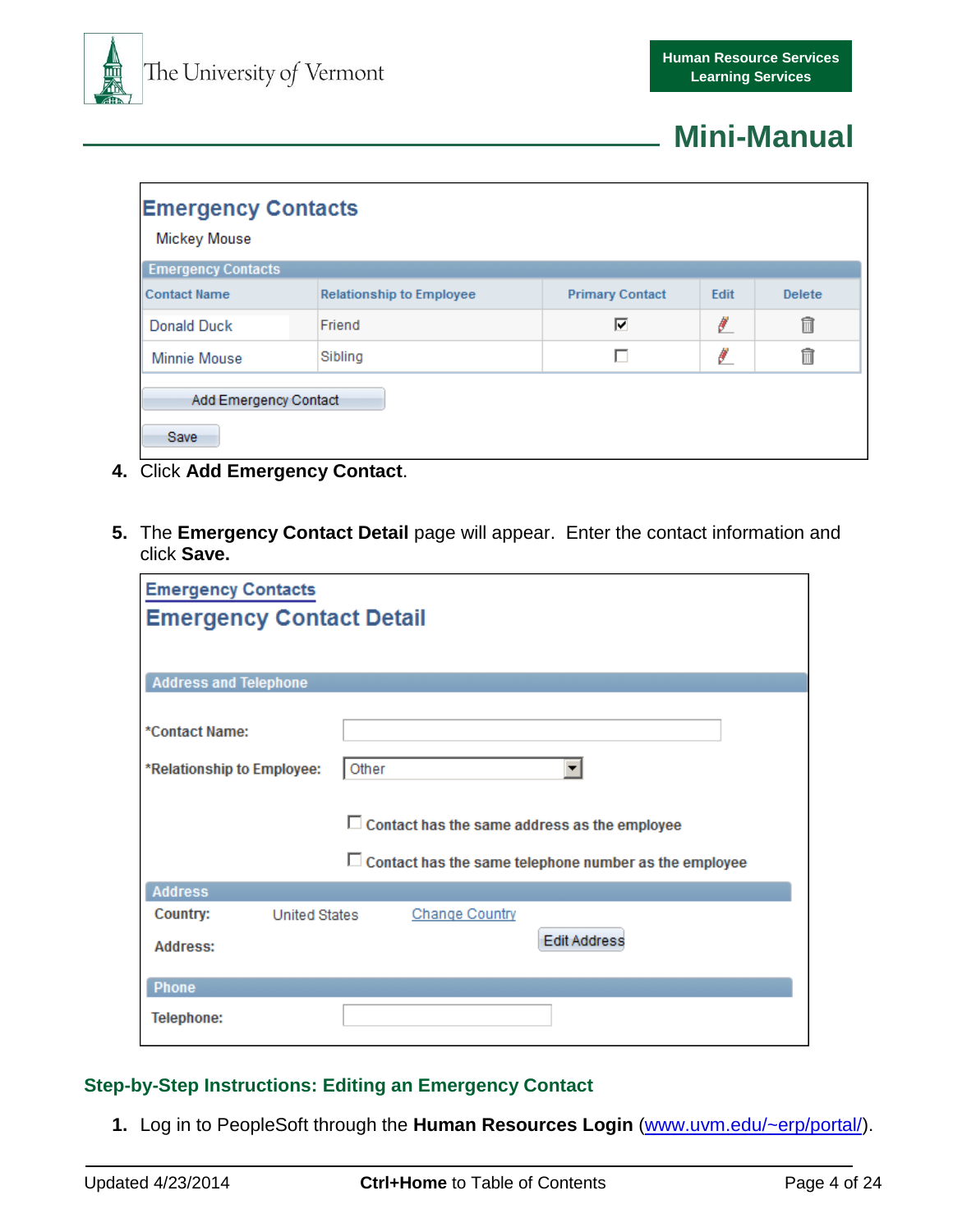**Emergency Contacts**

Mickey Mouse

| Contact Name | Relationship to Employee | Primary Contact | Edit | Delete |
|---|---|---|---|---|
| Donald Duck | Friend | ☑ | | |
| Minnie Mouse | Sibling | ☐ | | |

Add Emergency Contact

Save

4. Click **Add Emergency Contact**.

5. The **Emergency Contact Detail** page will appear. Enter the contact information and click **Save.**

**Emergency Contacts**

**Emergency Contact Detail**

**Address and Telephone**

*Contact Name:

*Relationship to Employee: Other

☐ Contact has the same address as the employee

☐ Contact has the same telephone number as the employee

**Address**

Country: United States Change Country

Address: Edit Address

**Phone**

Telephone:

## Step-by-Step Instructions: Editing an Emergency Contact

1. Log in to PeopleSoft through the **Human Resources Login** (www.uvm.edu/~erp/portal/).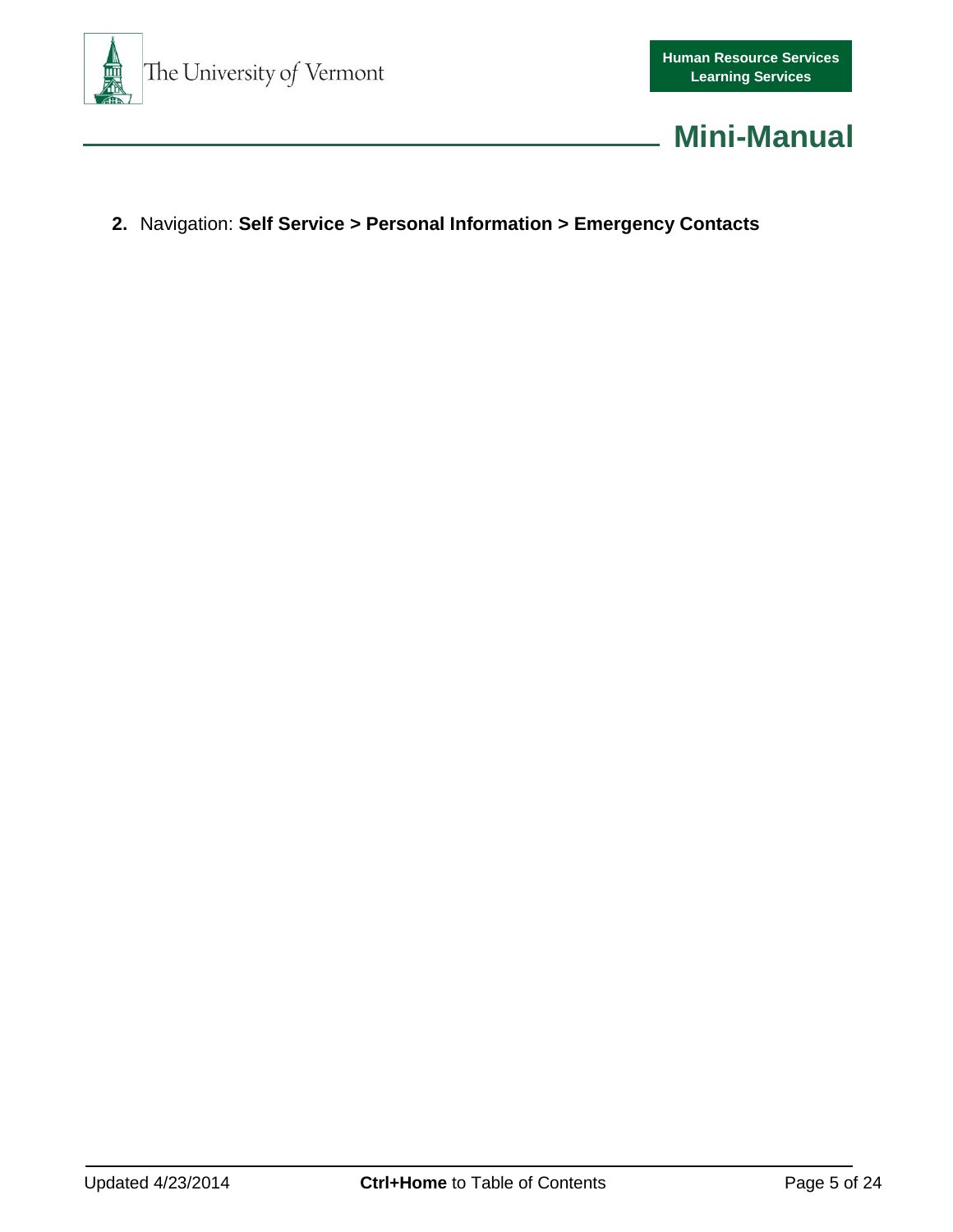2. Navigation: **Self Service > Personal Information > Emergency Contacts**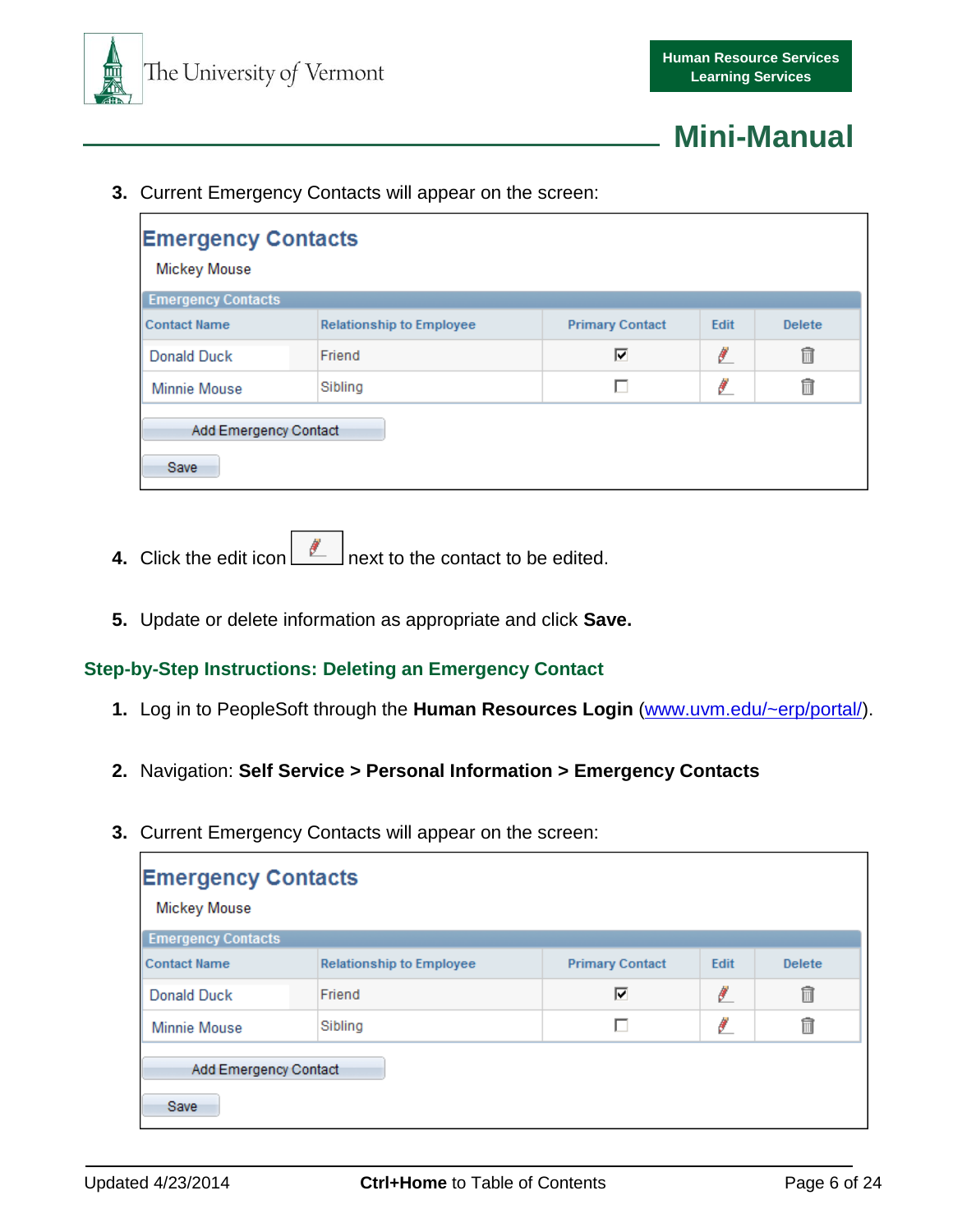3. Current Emergency Contacts will appear on the screen:

**Emergency Contacts**

Mickey Mouse

| Contact Name | Relationship to Employee | Primary Contact | Edit | Delete |
|---|---|---|---|---|
| Donald Duck | Friend | ☑ | | |
| Minnie Mouse | Sibling | ☐ | | |

Add Emergency Contact

Save

4. Click the edit icon next to the contact to be edited.

5. Update or delete information as appropriate and click **Save.**

## Step-by-Step Instructions: Deleting an Emergency Contact

1. Log in to PeopleSoft through the **Human Resources Login** (www.uvm.edu/~erp/portal/).

2. Navigation: **Self Service > Personal Information > Emergency Contacts**

3. Current Emergency Contacts will appear on the screen:

**Emergency Contacts**

Mickey Mouse

| Contact Name | Relationship to Employee | Primary Contact | Edit | Delete |
|---|---|---|---|---|
| Donald Duck | Friend | ☑ | | |
| Minnie Mouse | Sibling | ☐ | | |

Add Emergency Contact

Save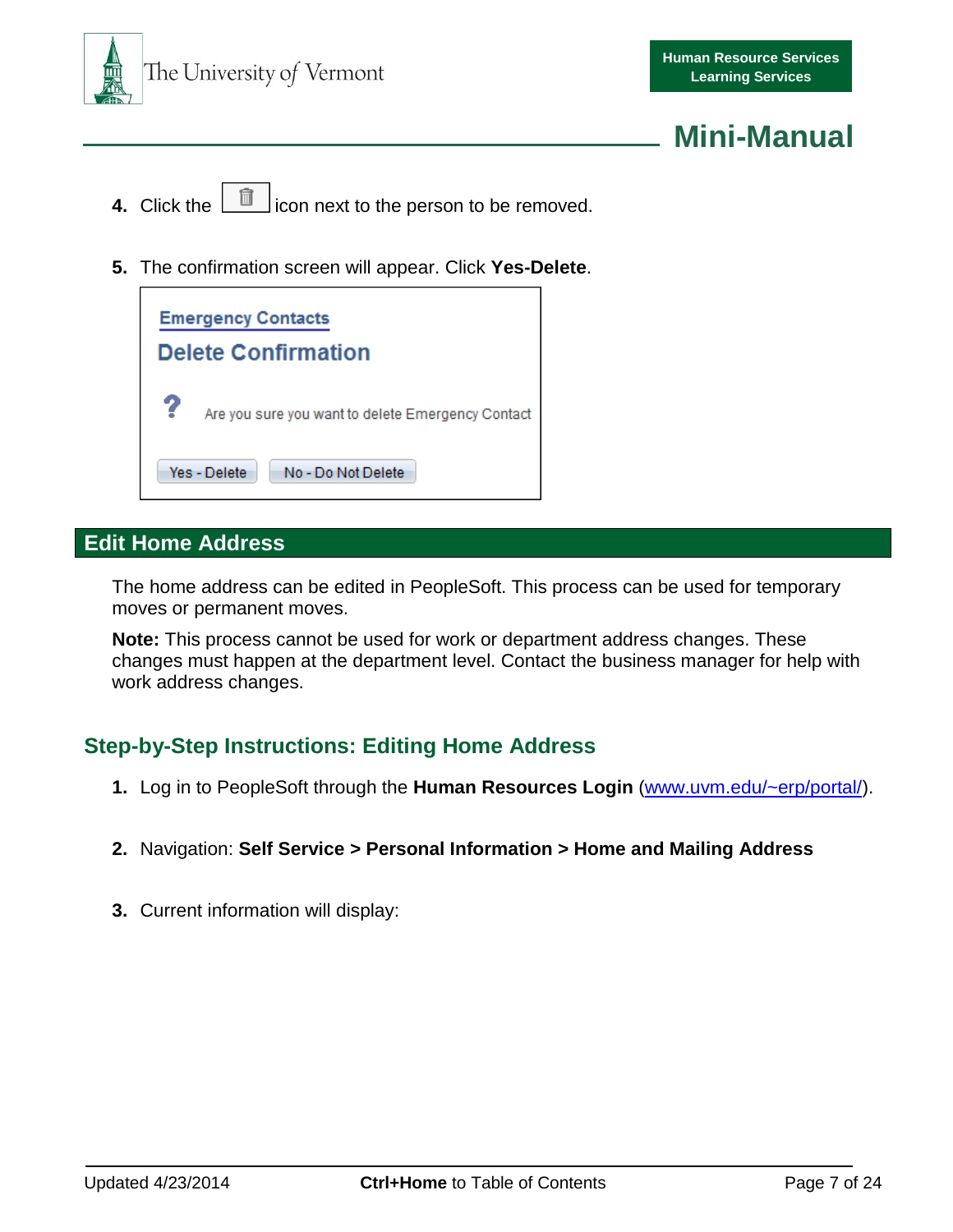4. Click the icon next to the person to be removed.

5. The confirmation screen will appear. Click **Yes-Delete**.

Emergency Contacts

Delete Confirmation

Are you sure you want to delete Emergency Contact

Yes - Delete　　No - Do Not Delete

## Edit Home Address

The home address can be edited in PeopleSoft. This process can be used for temporary moves or permanent moves.

**Note:** This process cannot be used for work or department address changes. These changes must happen at the department level. Contact the business manager for help with work address changes.

### Step-by-Step Instructions: Editing Home Address

1. Log in to PeopleSoft through the **Human Resources Login** (www.uvm.edu/~erp/portal/).

2. Navigation: **Self Service > Personal Information > Home and Mailing Address**

3. Current information will display: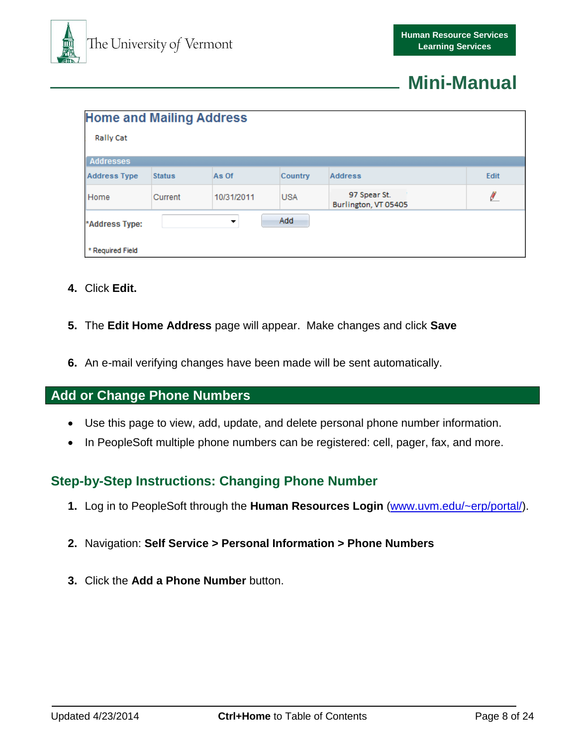## Home and Mailing Address

Rally Cat

**Addresses**

| Address Type | Status | As Of | Country | Address | Edit |
|---|---|---|---|---|---|
| Home | Current | 10/31/2011 | USA | 97 Spear St. Burlington, VT 05405 | |

*Address Type: [ ] Add

* Required Field

4. Click **Edit.**

5. The **Edit Home Address** page will appear. Make changes and click **Save**

6. An e-mail verifying changes have been made will be sent automatically.

## Add or Change Phone Numbers

- Use this page to view, add, update, and delete personal phone number information.
- In PeopleSoft multiple phone numbers can be registered: cell, pager, fax, and more.

### Step-by-Step Instructions: Changing Phone Number

1. Log in to PeopleSoft through the **Human Resources Login** (www.uvm.edu/~erp/portal/).

2. Navigation: **Self Service > Personal Information > Phone Numbers**

3. Click the **Add a Phone Number** button.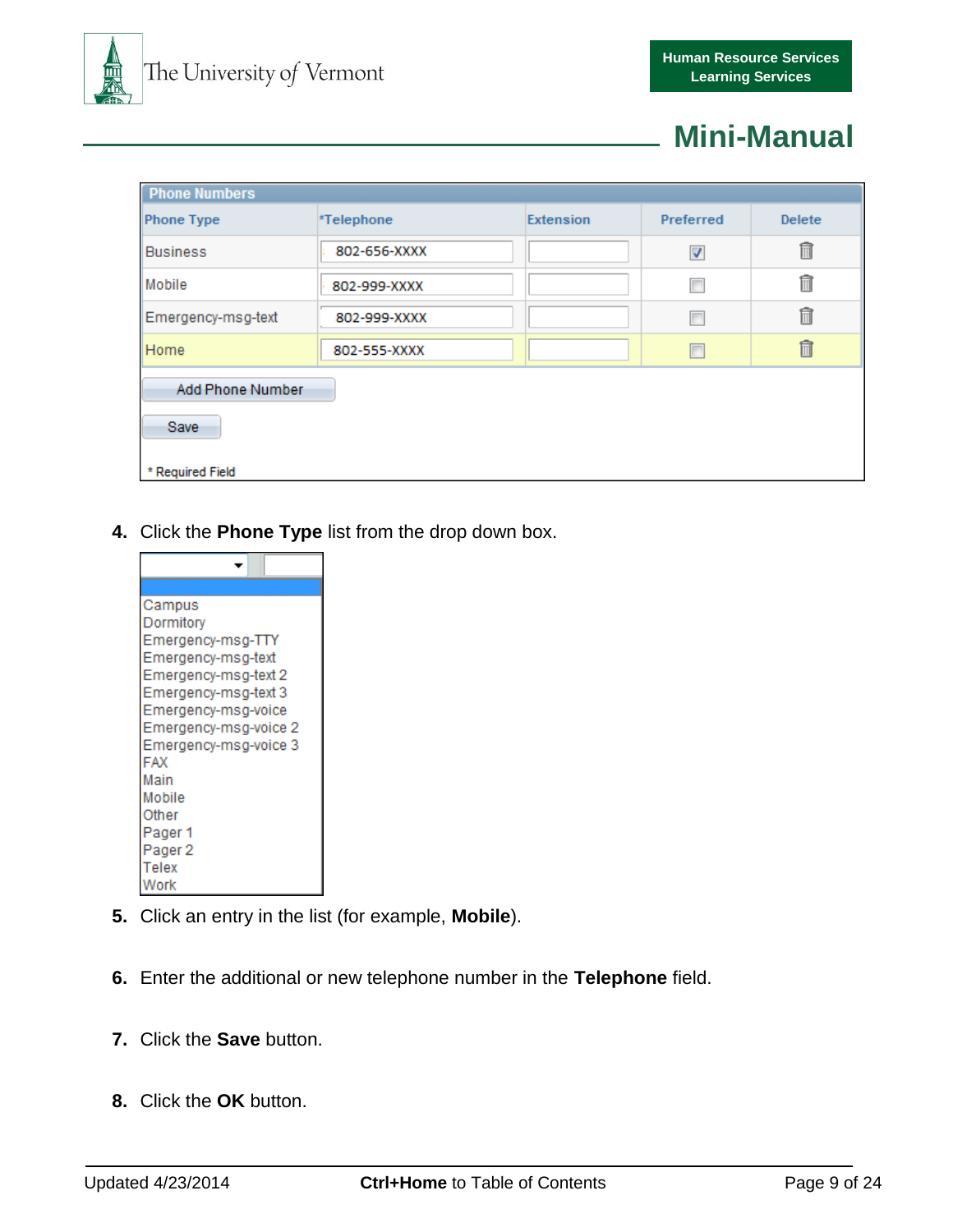**Phone Numbers**

| Phone Type | *Telephone | Extension | Preferred | Delete |
| --- | --- | --- | --- | --- |
| Business | 802-656-XXXX | | ☑ | 🗑 |
| Mobile | 802-999-XXXX | | ☐ | 🗑 |
| Emergency-msg-text | 802-999-XXXX | | ☐ | 🗑 |
| Home | 802-555-XXXX | | ☐ | 🗑 |

Add Phone Number

Save

* Required Field

4. Click the **Phone Type** list from the drop down box.

Campus
Dormitory
Emergency-msg-TTY
Emergency-msg-text
Emergency-msg-text 2
Emergency-msg-text 3
Emergency-msg-voice
Emergency-msg-voice 2
Emergency-msg-voice 3
FAX
Main
Mobile
Other
Pager 1
Pager 2
Telex
Work

5. Click an entry in the list (for example, **Mobile**).

6. Enter the additional or new telephone number in the **Telephone** field.

7. Click the **Save** button.

8. Click the **OK** button.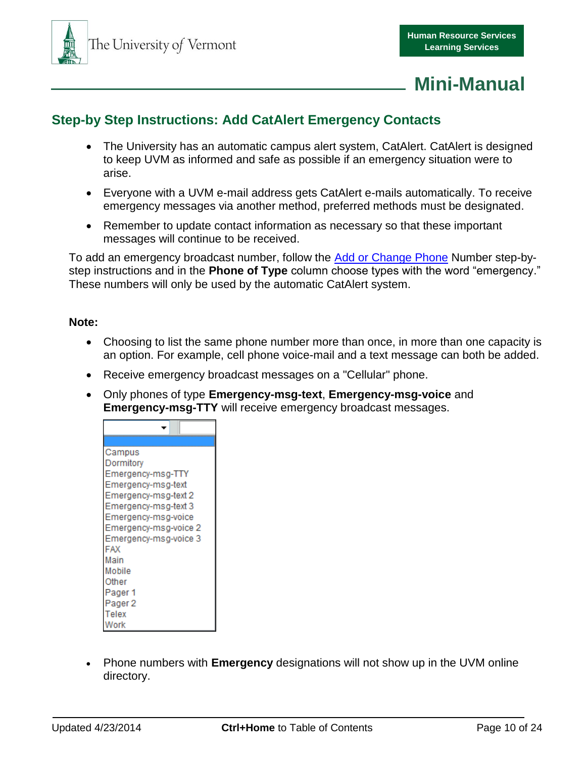## Step-by Step Instructions: Add CatAlert Emergency Contacts

- The University has an automatic campus alert system, CatAlert. CatAlert is designed to keep UVM as informed and safe as possible if an emergency situation were to arise.
- Everyone with a UVM e-mail address gets CatAlert e-mails automatically. To receive emergency messages via another method, preferred methods must be designated.
- Remember to update contact information as necessary so that these important messages will continue to be received.

To add an emergency broadcast number, follow the Add or Change Phone Number step-by-step instructions and in the **Phone of Type** column choose types with the word "emergency." These numbers will only be used by the automatic CatAlert system.

**Note:**

- Choosing to list the same phone number more than once, in more than one capacity is an option. For example, cell phone voice-mail and a text message can both be added.
- Receive emergency broadcast messages on a "Cellular" phone.
- Only phones of type **Emergency-msg-text**, **Emergency-msg-voice** and **Emergency-msg-TTY** will receive emergency broadcast messages.

Campus
Dormitory
Emergency-msg-TTY
Emergency-msg-text
Emergency-msg-text 2
Emergency-msg-text 3
Emergency-msg-voice
Emergency-msg-voice 2
Emergency-msg-voice 3
FAX
Main
Mobile
Other
Pager 1
Pager 2
Telex
Work

- Phone numbers with **Emergency** designations will not show up in the UVM online directory.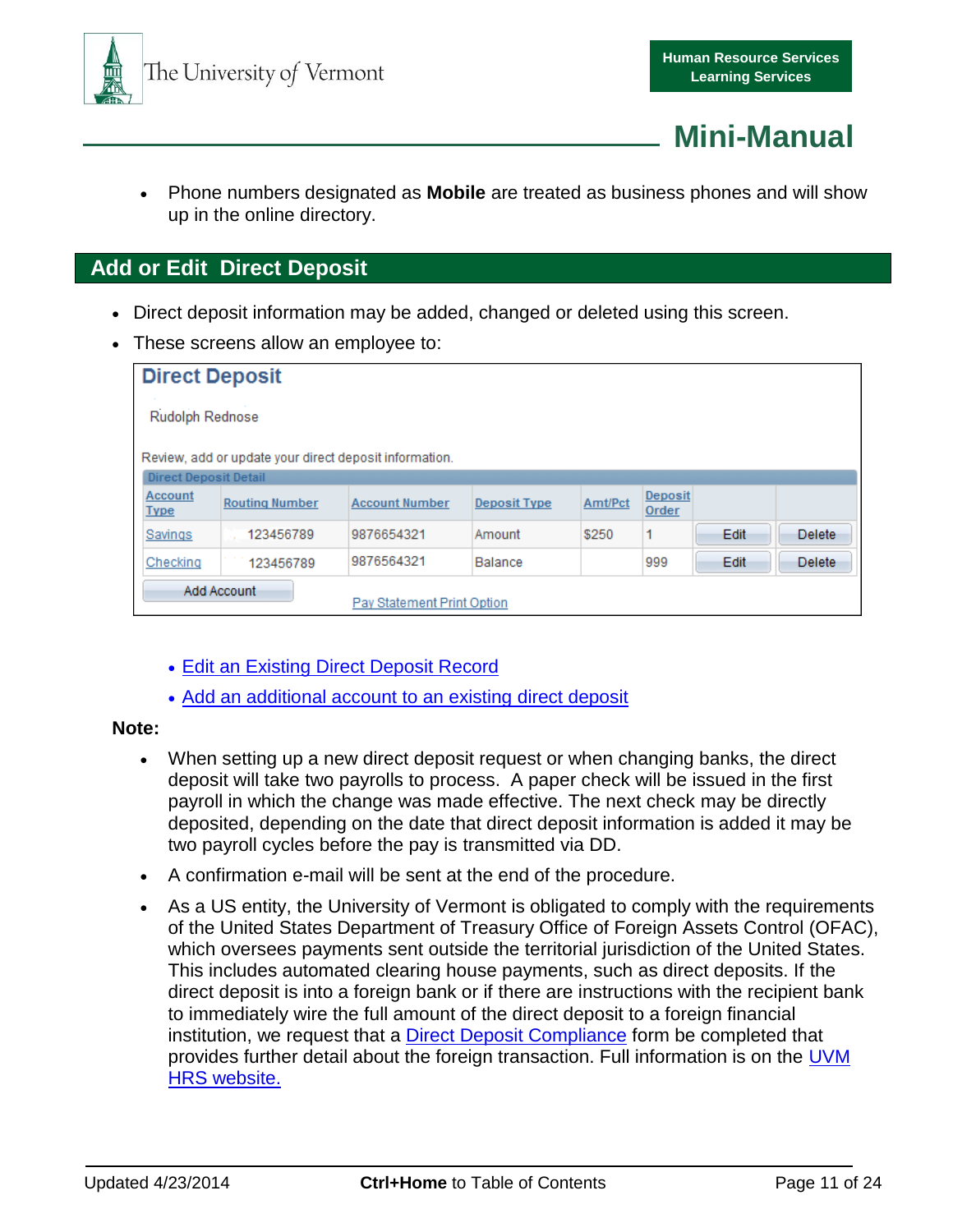- Phone numbers designated as **Mobile** are treated as business phones and will show up in the online directory.

## Add or Edit Direct Deposit

- Direct deposit information may be added, changed or deleted using this screen.
- These screens allow an employee to:

**Direct Deposit**

Rudolph Rednose

Review, add or update your direct deposit information.

Direct Deposit Detail

| Account Type | Routing Number | Account Number | Deposit Type | Amt/Pct | Deposit Order | | |
|---|---|---|---|---|---|---|---|
| Savings | 123456789 | 9876654321 | Amount | $250 | 1 | Edit | Delete |
| Checking | 123456789 | 9876564321 | Balance | | 999 | Edit | Delete |

Add Account

Pay Statement Print Option

- Edit an Existing Direct Deposit Record
- Add an additional account to an existing direct deposit

**Note:**

- When setting up a new direct deposit request or when changing banks, the direct deposit will take two payrolls to process. A paper check will be issued in the first payroll in which the change was made effective. The next check may be directly deposited, depending on the date that direct deposit information is added it may be two payroll cycles before the pay is transmitted via DD.
- A confirmation e-mail will be sent at the end of the procedure.
- As a US entity, the University of Vermont is obligated to comply with the requirements of the United States Department of Treasury Office of Foreign Assets Control (OFAC), which oversees payments sent outside the territorial jurisdiction of the United States. This includes automated clearing house payments, such as direct deposits. If the direct deposit is into a foreign bank or if there are instructions with the recipient bank to immediately wire the full amount of the direct deposit to a foreign financial institution, we request that a Direct Deposit Compliance form be completed that provides further detail about the foreign transaction. Full information is on the UVM HRS website.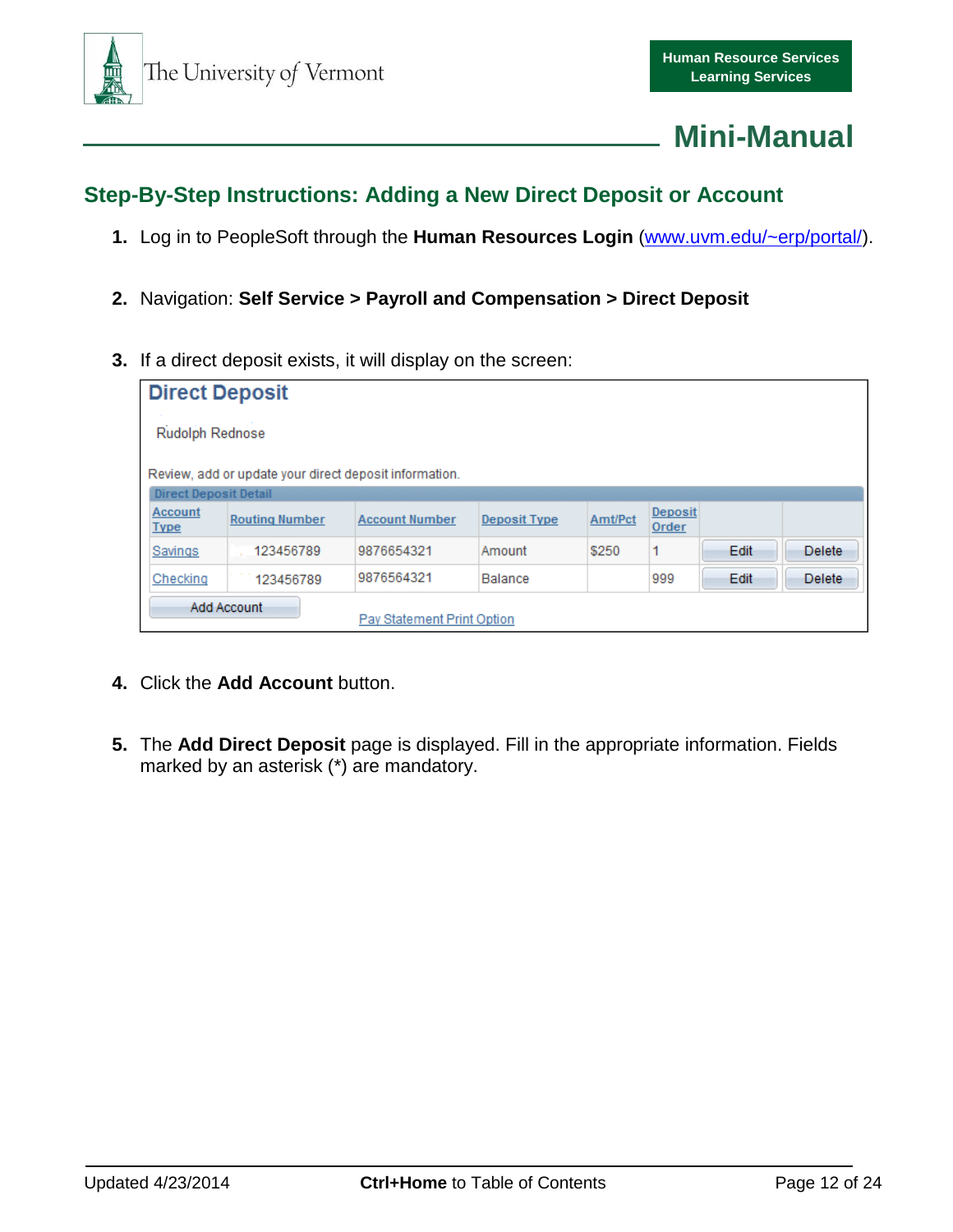## Step-By-Step Instructions: Adding a New Direct Deposit or Account

1. Log in to PeopleSoft through the **Human Resources Login** (www.uvm.edu/~erp/portal/).

2. Navigation: **Self Service > Payroll and Compensation > Direct Deposit**

3. If a direct deposit exists, it will display on the screen:

   **Direct Deposit**

   Rudolph Rednose

   Review, add or update your direct deposit information.

   Direct Deposit Detail

   | Account Type | Routing Number | Account Number | Deposit Type | Amt/Pct | Deposit Order | | |
   |---|---|---|---|---|---|---|---|
   | Savings | 123456789 | 9876654321 | Amount | $250 | 1 | Edit | Delete |
   | Checking | 123456789 | 9876564321 | Balance | | 999 | Edit | Delete |

   Add Account &nbsp;&nbsp;&nbsp; Pay Statement Print Option

4. Click the **Add Account** button.

5. The **Add Direct Deposit** page is displayed. Fill in the appropriate information. Fields marked by an asterisk (*) are mandatory.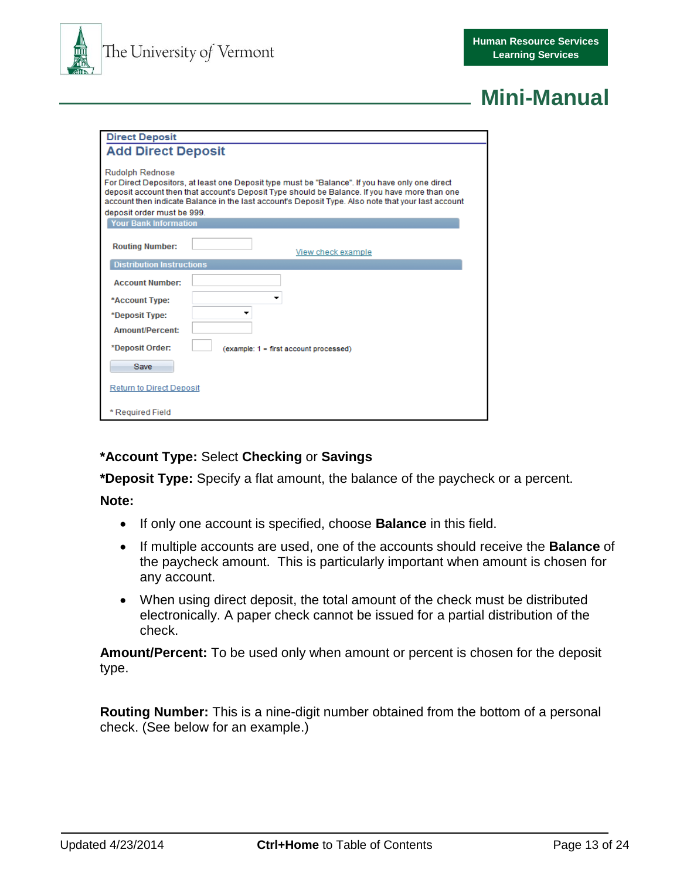**Direct Deposit**

## Add Direct Deposit

Rudolph Rednose

For Direct Depositors, at least one Deposit type must be "Balance". If you have only one direct deposit account then that account's Deposit Type should be Balance. If you have more than one account then indicate Balance in the last account's Deposit Type. Also note that your last account deposit order must be 999.

**Your Bank Information**

Routing Number: [ ] View check example

**Distribution Instructions**

Account Number: [ ]

*Account Type: [ ]

*Deposit Type: [ ]

Amount/Percent: [ ]

*Deposit Order: [ ] (example: 1 = first account processed)

Save

Return to Direct Deposit

* Required Field

**\*Account Type:** Select **Checking** or **Savings**

**\*Deposit Type:** Specify a flat amount, the balance of the paycheck or a percent.

**Note:**

- If only one account is specified, choose **Balance** in this field.
- If multiple accounts are used, one of the accounts should receive the **Balance** of the paycheck amount. This is particularly important when amount is chosen for any account.
- When using direct deposit, the total amount of the check must be distributed electronically. A paper check cannot be issued for a partial distribution of the check.

**Amount/Percent:** To be used only when amount or percent is chosen for the deposit type.

**Routing Number:** This is a nine-digit number obtained from the bottom of a personal check. (See below for an example.)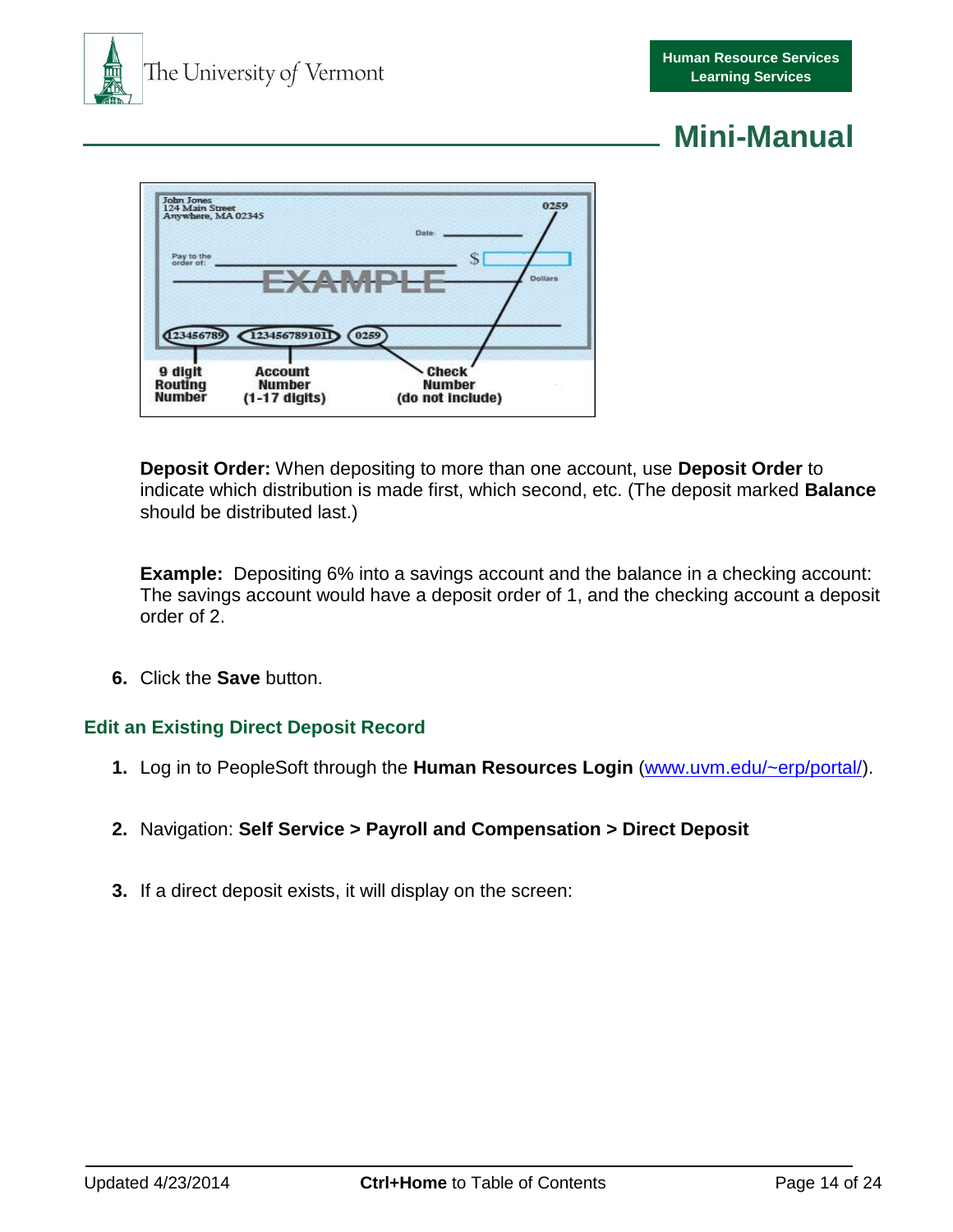**Deposit Order:** When depositing to more than one account, use **Deposit Order** to indicate which distribution is made first, which second, etc. (The deposit marked **Balance** should be distributed last.)

**Example:** Depositing 6% into a savings account and the balance in a checking account: The savings account would have a deposit order of 1, and the checking account a deposit order of 2.

6. Click the **Save** button.

### Edit an Existing Direct Deposit Record

1. Log in to PeopleSoft through the **Human Resources Login** (www.uvm.edu/~erp/portal/).
2. Navigation: **Self Service > Payroll and Compensation > Direct Deposit**
3. If a direct deposit exists, it will display on the screen: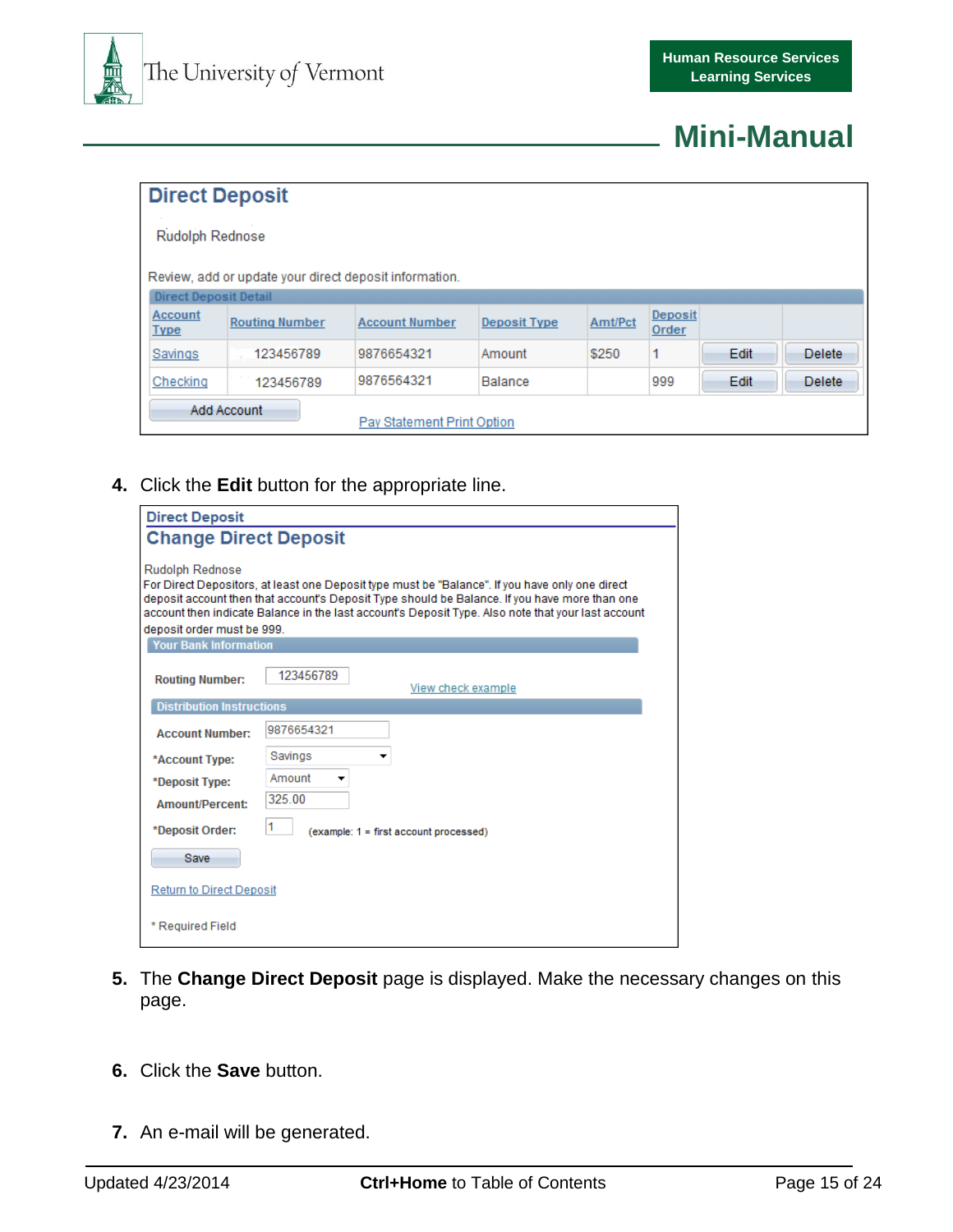## Direct Deposit

Rudolph Rednose

Review, add or update your direct deposit information.

**Direct Deposit Detail**

| Account Type | Routing Number | Account Number | Deposit Type | Amt/Pct | Deposit Order | | |
|---|---|---|---|---|---|---|---|
| Savings | 123456789 | 9876654321 | Amount | $250 | 1 | Edit | Delete |
| Checking | 123456789 | 9876564321 | Balance | | 999 | Edit | Delete |

Add Account

Pay Statement Print Option

4. Click the **Edit** button for the appropriate line.

**Direct Deposit**

## Change Direct Deposit

Rudolph Rednose

For Direct Depositors, at least one Deposit type must be "Balance". If you have only one direct deposit account then that account's Deposit Type should be Balance. If you have more than one account then indicate Balance in the last account's Deposit Type. Also note that your last account deposit order must be 999.

**Your Bank Information**

Routing Number: 123456789 — View check example

**Distribution Instructions**

Account Number: 9876654321

*Account Type: Savings

*Deposit Type: Amount

Amount/Percent: 325.00

*Deposit Order: 1 (example: 1 = first account processed)

Save

Return to Direct Deposit

* Required Field

5. The **Change Direct Deposit** page is displayed. Make the necessary changes on this page.

6. Click the **Save** button.

7. An e-mail will be generated.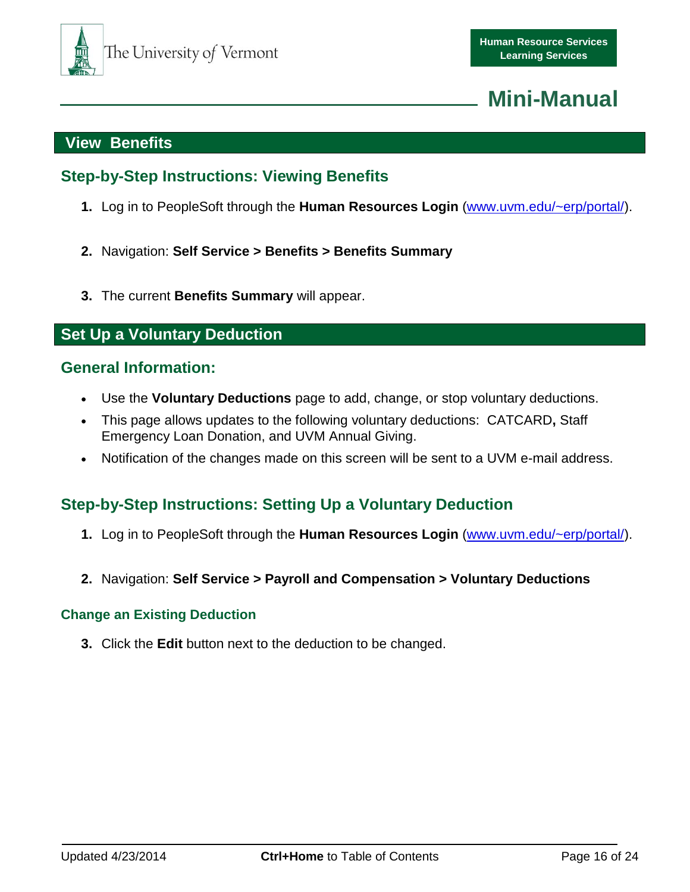## View Benefits

### Step-by-Step Instructions: Viewing Benefits

1. Log in to PeopleSoft through the **Human Resources Login** (www.uvm.edu/~erp/portal/).

2. Navigation: **Self Service > Benefits > Benefits Summary**

3. The current **Benefits Summary** will appear.

## Set Up a Voluntary Deduction

### General Information:

- Use the **Voluntary Deductions** page to add, change, or stop voluntary deductions.
- This page allows updates to the following voluntary deductions: CATCARD**,** Staff Emergency Loan Donation, and UVM Annual Giving.
- Notification of the changes made on this screen will be sent to a UVM e-mail address.

### Step-by-Step Instructions: Setting Up a Voluntary Deduction

1. Log in to PeopleSoft through the **Human Resources Login** (www.uvm.edu/~erp/portal/).

2. Navigation: **Self Service > Payroll and Compensation > Voluntary Deductions**

#### Change an Existing Deduction

3. Click the **Edit** button next to the deduction to be changed.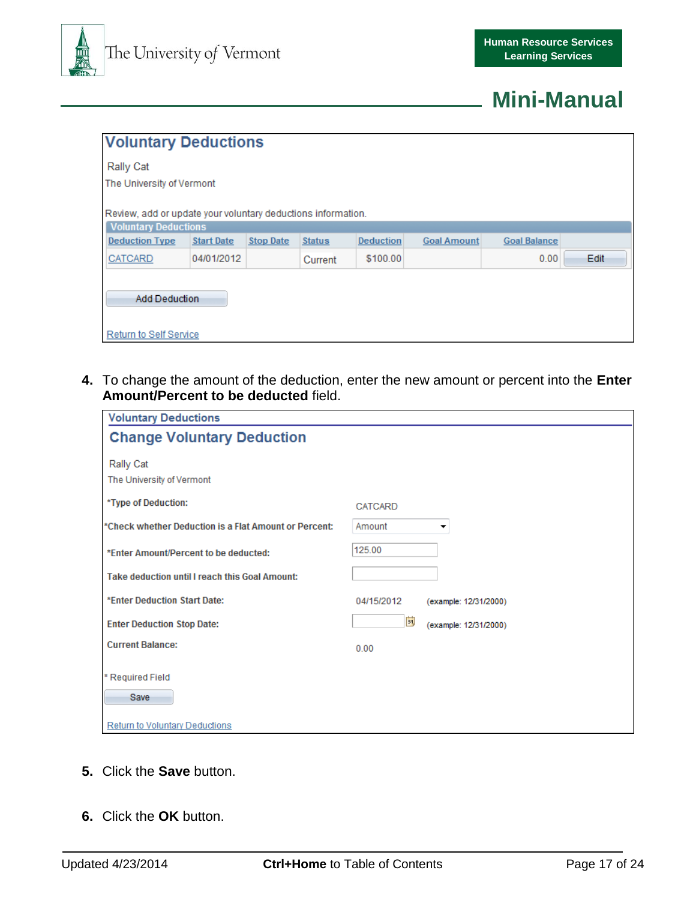## Voluntary Deductions

Rally Cat

The University of Vermont

Review, add or update your voluntary deductions information.

**Voluntary Deductions**

| Deduction Type | Start Date | Stop Date | Status | Deduction | Goal Amount | Goal Balance | |
|---|---|---|---|---|---|---|---|
| CATCARD | 04/01/2012 | | Current | $100.00 | | 0.00 | Edit |

Add Deduction

Return to Self Service

4. To change the amount of the deduction, enter the new amount or percent into the **Enter Amount/Percent to be deducted** field.

**Voluntary Deductions**

## Change Voluntary Deduction

Rally Cat

The University of Vermont

| | | |
|---|---|---|
| *Type of Deduction: | CATCARD | |
| *Check whether Deduction is a Flat Amount or Percent: | Amount | |
| *Enter Amount/Percent to be deducted: | 125.00 | |
| Take deduction until I reach this Goal Amount: | | |
| *Enter Deduction Start Date: | 04/15/2012 | (example: 12/31/2000) |
| Enter Deduction Stop Date: | | (example: 12/31/2000) |
| Current Balance: | 0.00 | |

* Required Field

Save

Return to Voluntary Deductions

5. Click the **Save** button.

6. Click the **OK** button.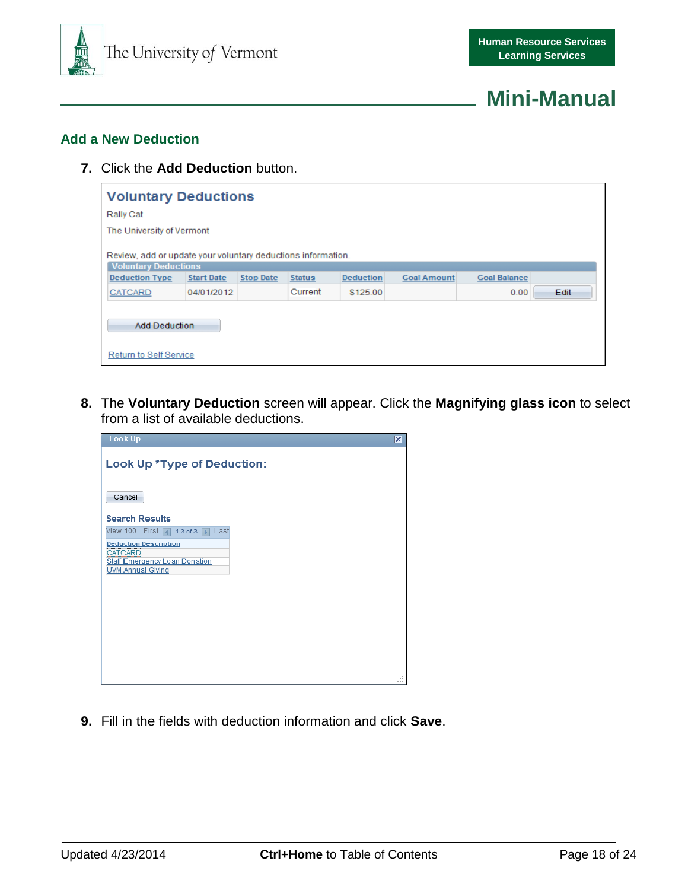## Add a New Deduction

7. Click the **Add Deduction** button.

### Voluntary Deductions

Rally Cat

The University of Vermont

Review, add or update your voluntary deductions information.

**Voluntary Deductions**

| Deduction Type | Start Date | Stop Date | Status | Deduction | Goal Amount | Goal Balance | |
|---|---|---|---|---|---|---|---|
| CATCARD | 04/01/2012 | | Current | $125.00 | | 0.00 | Edit |

Add Deduction

Return to Self Service

8. The **Voluntary Deduction** screen will appear. Click the **Magnifying glass icon** to select from a list of available deductions.

Look Up

**Look Up *Type of Deduction:**

Cancel

**Search Results**

View 100 First 1-3 of 3 Last

| Deduction Description |
|---|
| CATCARD |
| Staff Emergency Loan Donation |
| UVM Annual Giving |

9. Fill in the fields with deduction information and click **Save**.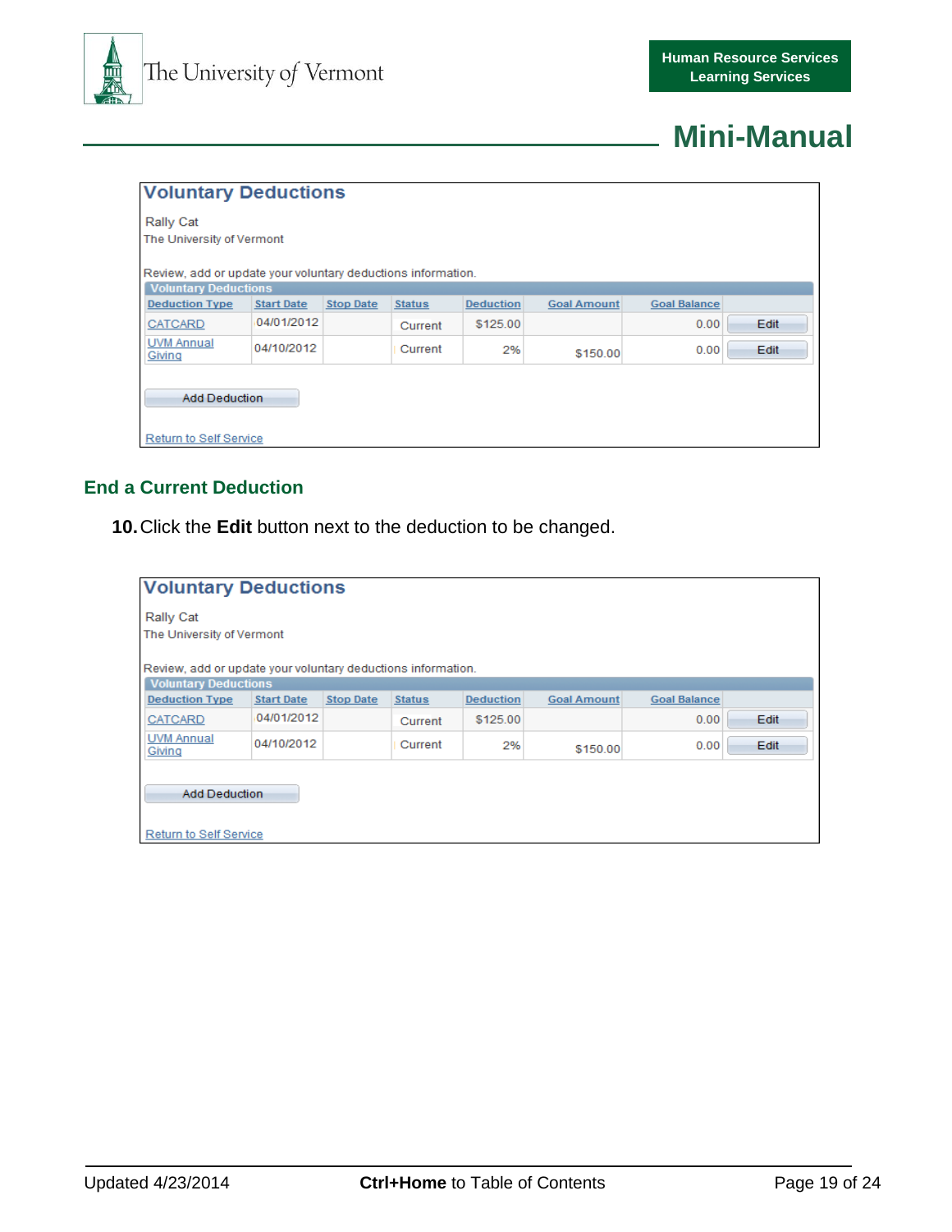## Voluntary Deductions

Rally Cat
The University of Vermont

Review, add or update your voluntary deductions information.

**Voluntary Deductions**

| Deduction Type | Start Date | Stop Date | Status | Deduction | Goal Amount | Goal Balance | |
|---|---|---|---|---|---|---|---|
| CATCARD | 04/01/2012 | | Current | $125.00 | | 0.00 | Edit |
| UVM Annual Giving | 04/10/2012 | | Current | 2% | $150.00 | 0.00 | Edit |

Add Deduction

Return to Self Service

## End a Current Deduction

**10.** Click the **Edit** button next to the deduction to be changed.

## Voluntary Deductions

Rally Cat
The University of Vermont

Review, add or update your voluntary deductions information.

**Voluntary Deductions**

| Deduction Type | Start Date | Stop Date | Status | Deduction | Goal Amount | Goal Balance | |
|---|---|---|---|---|---|---|---|
| CATCARD | 04/01/2012 | | Current | $125.00 | | 0.00 | Edit |
| UVM Annual Giving | 04/10/2012 | | Current | 2% | $150.00 | 0.00 | Edit |

Add Deduction

Return to Self Service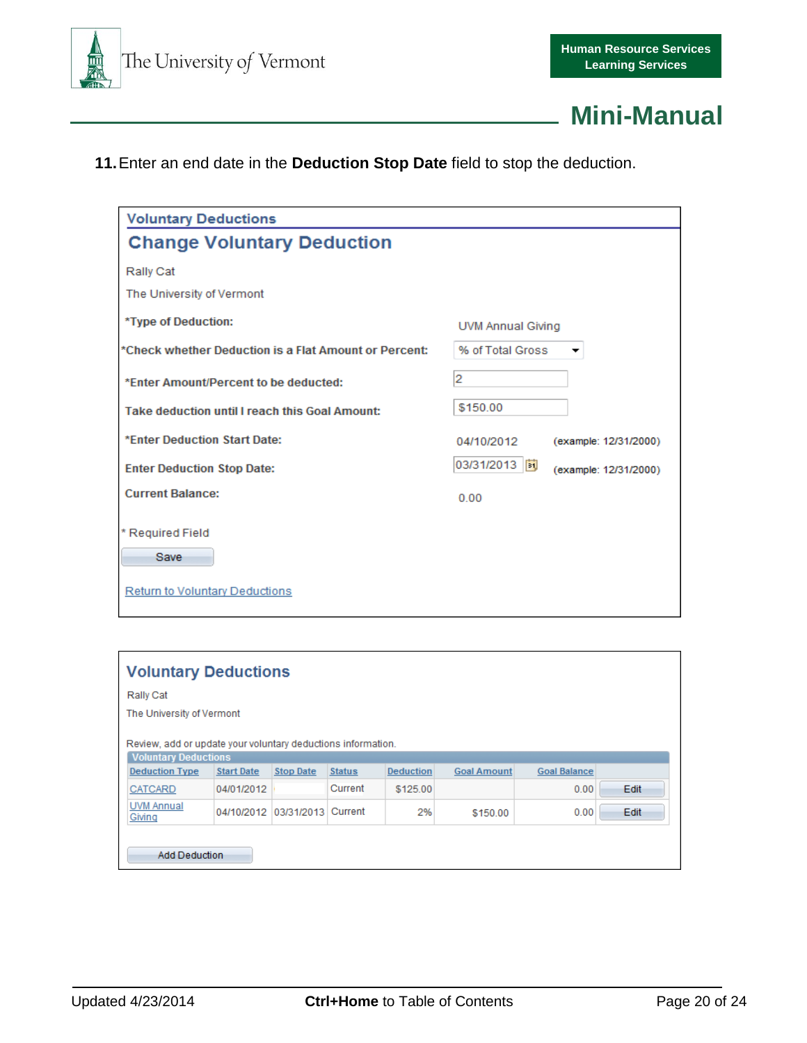**11.** Enter an end date in the **Deduction Stop Date** field to stop the deduction.

## Voluntary Deductions

### Change Voluntary Deduction

Rally Cat

The University of Vermont

| | | |
|---|---|---|
| *Type of Deduction: | UVM Annual Giving | |
| *Check whether Deduction is a Flat Amount or Percent: | % of Total Gross | |
| *Enter Amount/Percent to be deducted: | 2 | |
| Take deduction until I reach this Goal Amount: | $150.00 | |
| *Enter Deduction Start Date: | 04/10/2012 | (example: 12/31/2000) |
| Enter Deduction Stop Date: | 03/31/2013 | (example: 12/31/2000) |
| Current Balance: | 0.00 | |

* Required Field

Save

Return to Voluntary Deductions

## Voluntary Deductions

Rally Cat

The University of Vermont

Review, add or update your voluntary deductions information.

**Voluntary Deductions**

| Deduction Type | Start Date | Stop Date | Status | Deduction | Goal Amount | Goal Balance | |
|---|---|---|---|---|---|---|---|
| CATCARD | 04/01/2012 | | Current | $125.00 | | 0.00 | Edit |
| UVM Annual Giving | 04/10/2012 | 03/31/2013 | Current | 2% | $150.00 | 0.00 | Edit |

Add Deduction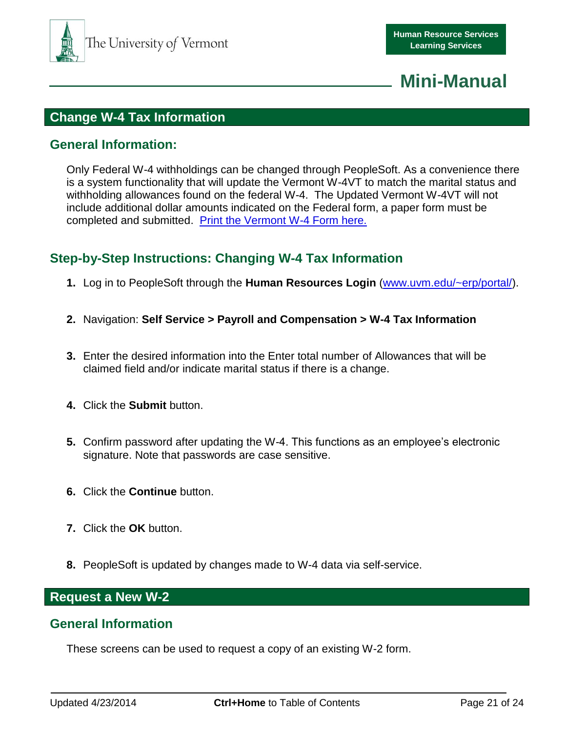## Change W-4 Tax Information

### General Information:

Only Federal W-4 withholdings can be changed through PeopleSoft. As a convenience there is a system functionality that will update the Vermont W-4VT to match the marital status and withholding allowances found on the federal W-4. The Updated Vermont W-4VT will not include additional dollar amounts indicated on the Federal form, a paper form must be completed and submitted. [Print the Vermont W-4 Form here.]

### Step-by-Step Instructions: Changing W-4 Tax Information

1. Log in to PeopleSoft through the **Human Resources Login** (www.uvm.edu/~erp/portal/).
2. Navigation: **Self Service > Payroll and Compensation > W-4 Tax Information**
3. Enter the desired information into the Enter total number of Allowances that will be claimed field and/or indicate marital status if there is a change.
4. Click the **Submit** button.
5. Confirm password after updating the W-4. This functions as an employee's electronic signature. Note that passwords are case sensitive.
6. Click the **Continue** button.
7. Click the **OK** button.
8. PeopleSoft is updated by changes made to W-4 data via self-service.

## Request a New W-2

### General Information

These screens can be used to request a copy of an existing W-2 form.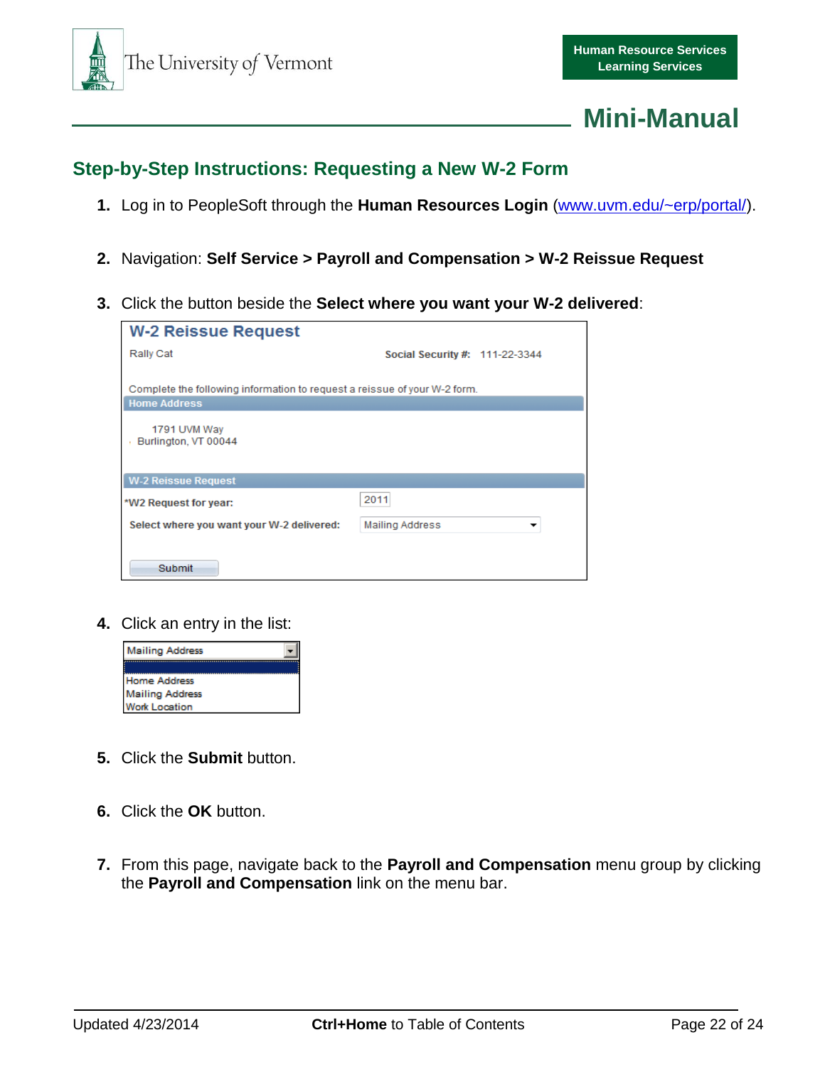## Step-by-Step Instructions: Requesting a New W-2 Form

1. Log in to PeopleSoft through the **Human Resources Login** (www.uvm.edu/~erp/portal/).

2. Navigation: **Self Service > Payroll and Compensation > W-2 Reissue Request**

3. Click the button beside the **Select where you want your W-2 delivered**:

   W-2 Reissue Request

   Rally Cat — Social Security #: 111-22-3344

   Complete the following information to request a reissue of your W-2 form.

   Home Address

   1791 UVM Way
   Burlington, VT 00044

   W-2 Reissue Request

   *W2 Request for year: 2011

   Select where you want your W-2 delivered: Mailing Address

   Submit

4. Click an entry in the list:

   Mailing Address
   - Home Address
   - Mailing Address
   - Work Location

5. Click the **Submit** button.

6. Click the **OK** button.

7. From this page, navigate back to the **Payroll and Compensation** menu group by clicking the **Payroll and Compensation** link on the menu bar.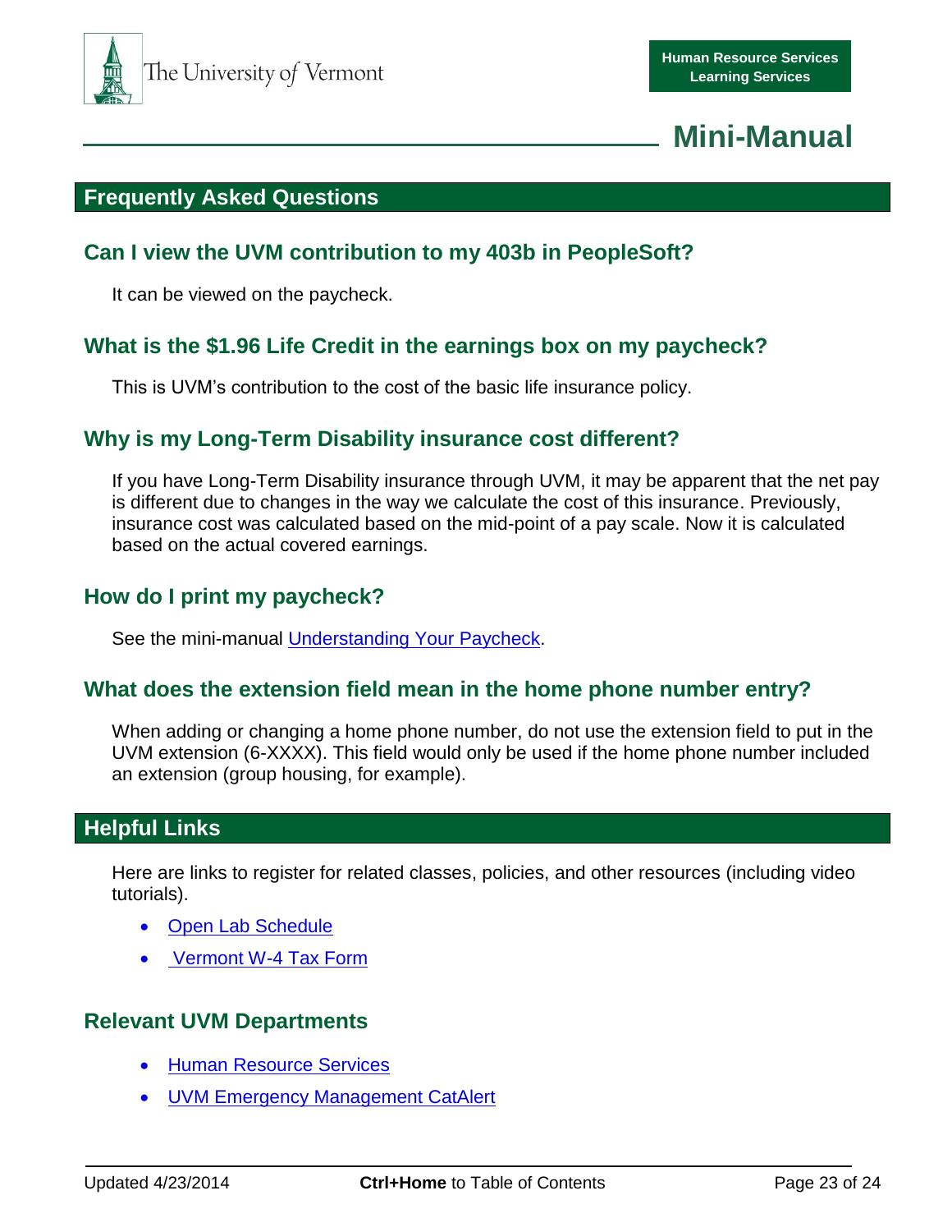## Frequently Asked Questions

### Can I view the UVM contribution to my 403b in PeopleSoft?

It can be viewed on the paycheck.

### What is the $1.96 Life Credit in the earnings box on my paycheck?

This is UVM's contribution to the cost of the basic life insurance policy.

### Why is my Long-Term Disability insurance cost different?

If you have Long-Term Disability insurance through UVM, it may be apparent that the net pay is different due to changes in the way we calculate the cost of this insurance. Previously, insurance cost was calculated based on the mid-point of a pay scale. Now it is calculated based on the actual covered earnings.

### How do I print my paycheck?

See the mini-manual Understanding Your Paycheck.

### What does the extension field mean in the home phone number entry?

When adding or changing a home phone number, do not use the extension field to put in the UVM extension (6-XXXX). This field would only be used if the home phone number included an extension (group housing, for example).

## Helpful Links

Here are links to register for related classes, policies, and other resources (including video tutorials).

- Open Lab Schedule
- Vermont W-4 Tax Form

### Relevant UVM Departments

- Human Resource Services
- UVM Emergency Management CatAlert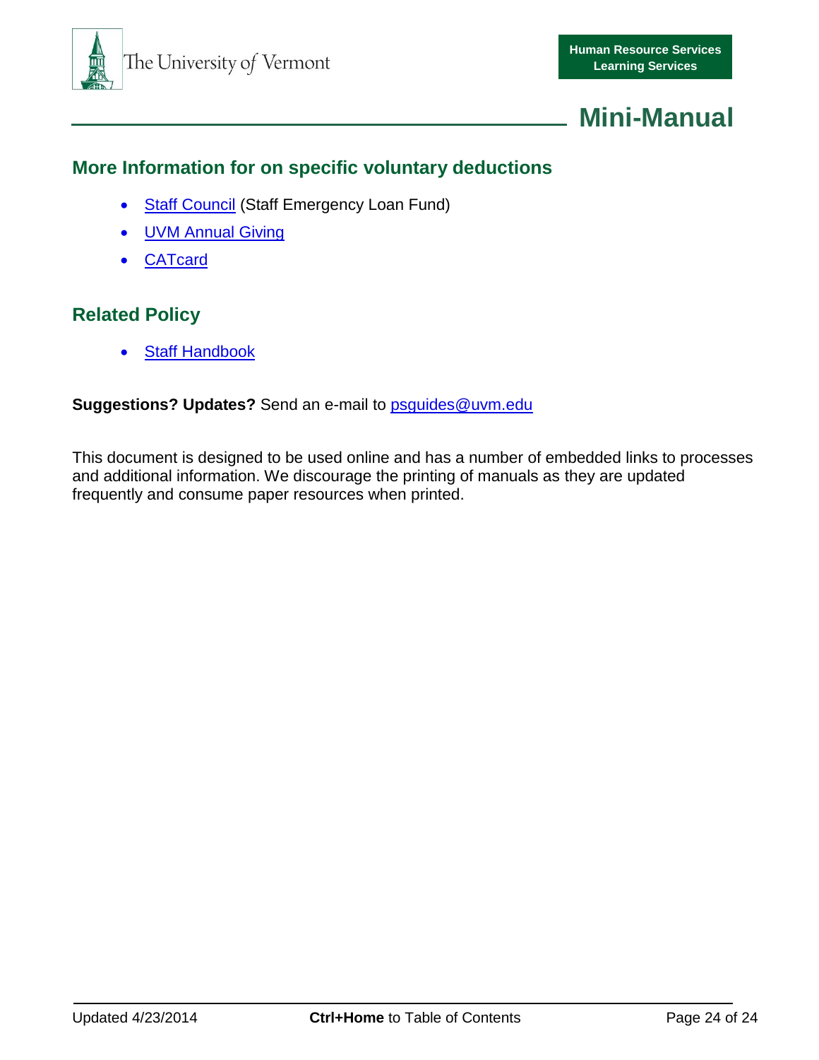## More Information for on specific voluntary deductions

- Staff Council (Staff Emergency Loan Fund)
- UVM Annual Giving
- CATcard

## Related Policy

- Staff Handbook

**Suggestions? Updates?** Send an e-mail to psguides@uvm.edu

This document is designed to be used online and has a number of embedded links to processes and additional information. We discourage the printing of manuals as they are updated frequently and consume paper resources when printed.